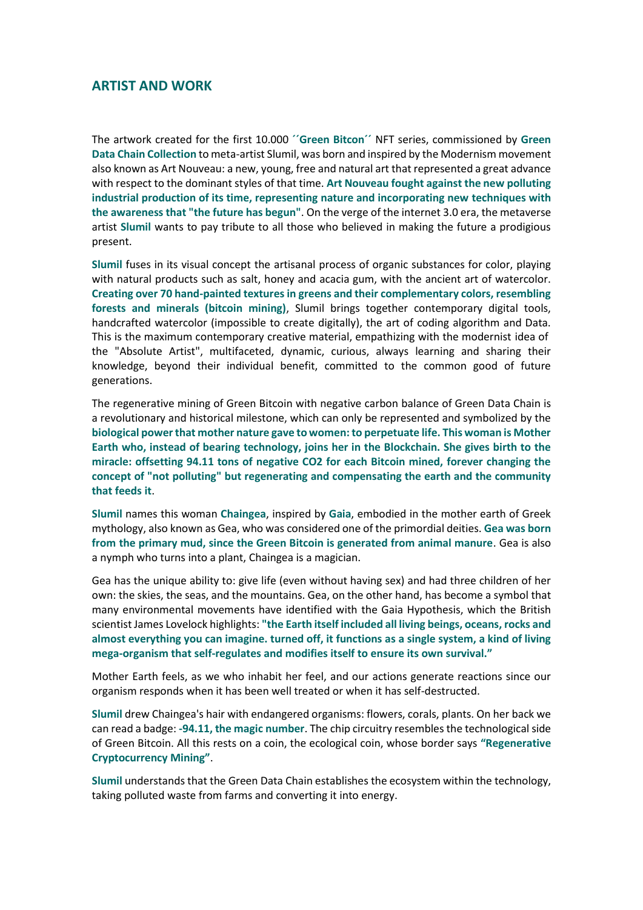## ARTIST AND WORK

The artwork created for the first 10.000 **´´Green Bitcon´´** NFT series, commissioned by **Green Data Chain Collection** to meta-artist Slumil, was born and inspired by the Modernism movement also known as Art Nouveau: a new, young, free and natural art that represented a great advance with respect to the dominant styles of that time. **Art Nouveau fought against the new polluting industrial production of its time, representing nature and incorporating new techniques with the awareness that "the future has begun"**. On the verge of the internet 3.0 era, the metaverse artist **Slumil** wants to pay tribute to all those who believed in making the future a prodigious present.

**Slumil** fuses in its visual concept the artisanal process of organic substances for color, playing with natural products such as salt, honey and acacia gum, with the ancient art of watercolor. **Creating over 70 hand-painted textures in greens and their complementary colors, resembling forests and minerals (bitcoin mining)**, Slumil brings together contemporary digital tools, handcrafted watercolor (impossible to create digitally), the art of coding algorithm and Data. This is the maximum contemporary creative material, empathizing with the modernist idea of the "Absolute Artist", multifaceted, dynamic, curious, always learning and sharing their knowledge, beyond their individual benefit, committed to the common good of future generations.

The regenerative mining of Green Bitcoin with negative carbon balance of Green Data Chain is a revolutionary and historical milestone, which can only be represented and symbolized by the **biological power that mother nature gave to women: to perpetuate life. This woman is Mother Earth who, instead of bearing technology, joins her in the Blockchain. She gives birth to the miracle: offsetting 94.11 tons of negative CO2 for each Bitcoin mined, forever changing the concept of "not polluting" but regenerating and compensating the earth and the community that feeds it**.

**Slumil** names this woman **Chaingea**, inspired by **Gaia**, embodied in the mother earth of Greek mythology, also known as Gea, who was considered one of the primordial deities. **Gea was born from the primary mud, since the Green Bitcoin is generated from animal manure**. Gea is also a nymph who turns into a plant, Chaingea is a magician.

Gea has the unique ability to: give life (even without having sex) and had three children of her own: the skies, the seas, and the mountains. Gea, on the other hand, has become a symbol that many environmental movements have identified with the Gaia Hypothesis, which the British scientist James Lovelock highlights: **"the Earth itself included all living beings, oceans, rocks and almost everything you can imagine. turned off, it functions as a single system, a kind of living mega-organism that self-regulates and modifies itself to ensure its own survival."**

Mother Earth feels, as we who inhabit her feel, and our actions generate reactions since our organism responds when it has been well treated or when it has self-destructed.

**Slumil** drew Chaingea's hair with endangered organisms: flowers, corals, plants. On her back we can read a badge: **-94.11, the magic number**. The chip circuitry resembles the technological side of Green Bitcoin. All this rests on a coin, the ecological coin, whose border says **"Regenerative Cryptocurrency Mining"**.

**Slumil** understands that the Green Data Chain establishes the ecosystem within the technology, taking polluted waste from farms and converting it into energy.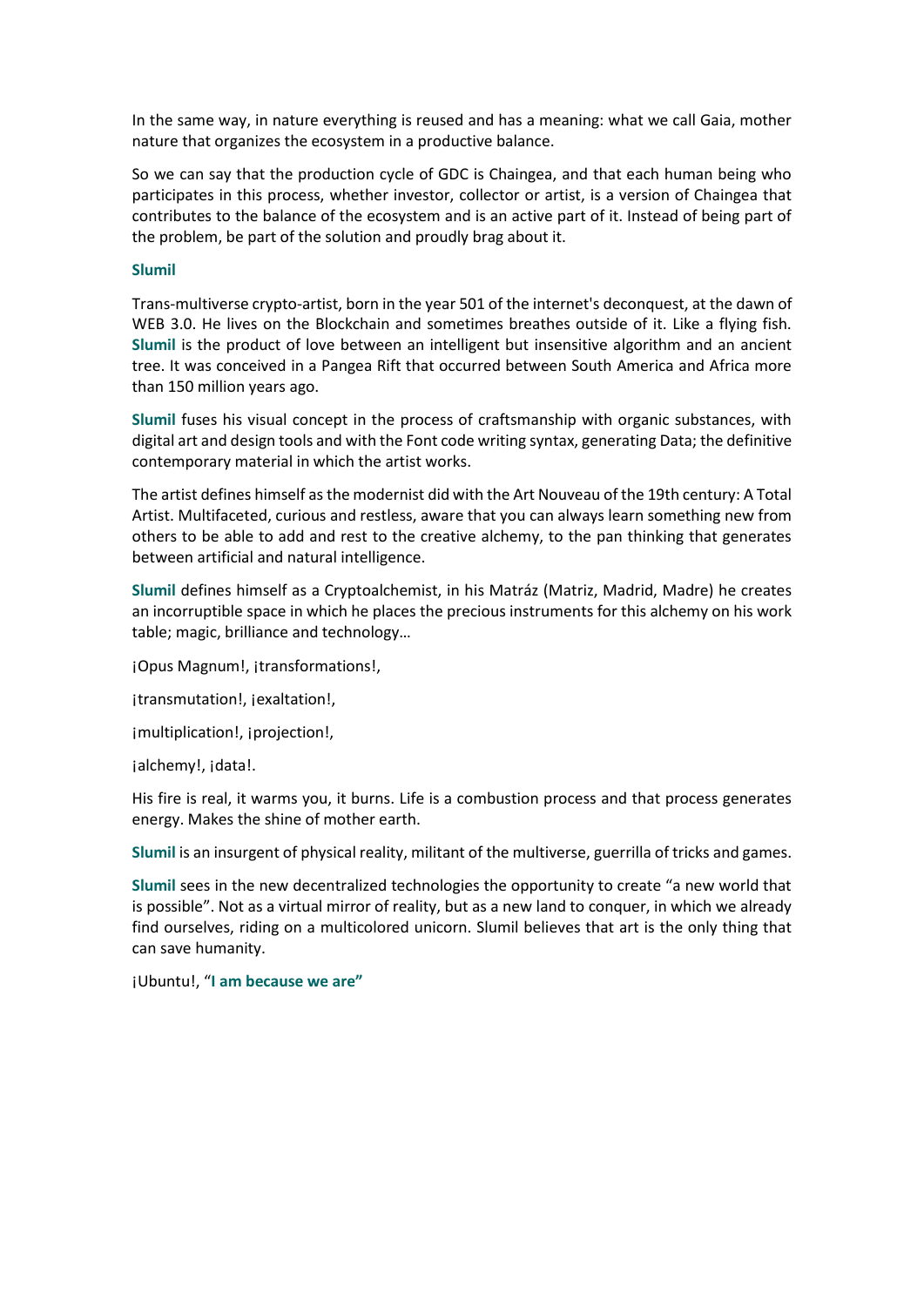In the same way, in nature everything is reused and has a meaning: what we call Gaia, mother nature that organizes the ecosystem in a productive balance.

So we can say that the production cycle of GDC is Chaingea, and that each human being who participates in this process, whether investor, collector or artist, is a version of Chaingea that contributes to the balance of the ecosystem and is an active part of it. Instead of being part of the problem, be part of the solution and proudly brag about it.

**Slumil**

Trans-multiverse crypto-artist, born in the year 501 of the internet's deconquest, at the dawn of WEB 3.0. He lives on the Blockchain and sometimes breathes outside of it. Like a flying fish. **Slumil** is the product of love between an intelligent but insensitive algorithm and an ancient tree. It was conceived in a Pangea Rift that occurred between South America and Africa more than 150 million years ago.

**Slumil** fuses his visual concept in the process of craftsmanship with organic substances, with digital art and design tools and with the Font code writing syntax, generating Data; the definitive contemporary material in which the artist works.

The artist defines himself as the modernist did with the Art Nouveau of the 19th century: A Total Artist. Multifaceted, curious and restless, aware that you can always learn something new from others to be able to add and rest to the creative alchemy, to the pan thinking that generates between artificial and natural intelligence.

**Slumil** defines himself as a Cryptoalchemist, in his Matráz (Matriz, Madrid, Madre) he creates an incorruptible space in which he places the precious instruments for this alchemy on his work table; magic, brilliance and technology…

¡Opus Magnum!, ¡transformations!,

¡transmutation!, ¡exaltation!,

¡multiplication!, ¡projection!,

¡alchemy!, ¡data!.

His fire is real, it warms you, it burns. Life is a combustion process and that process generates energy. Makes the shine of mother earth.

**Slumil** is an insurgent of physical reality, militant of the multiverse, guerrilla of tricks and games.

**Slumil** sees in the new decentralized technologies the opportunity to create "a new world that is possible". Not as a virtual mirror of reality, but as a new land to conquer, in which we already find ourselves, riding on a multicolored unicorn. Slumil believes that art is the only thing that can save humanity.

¡Ubuntu!, "**I am because we are**"